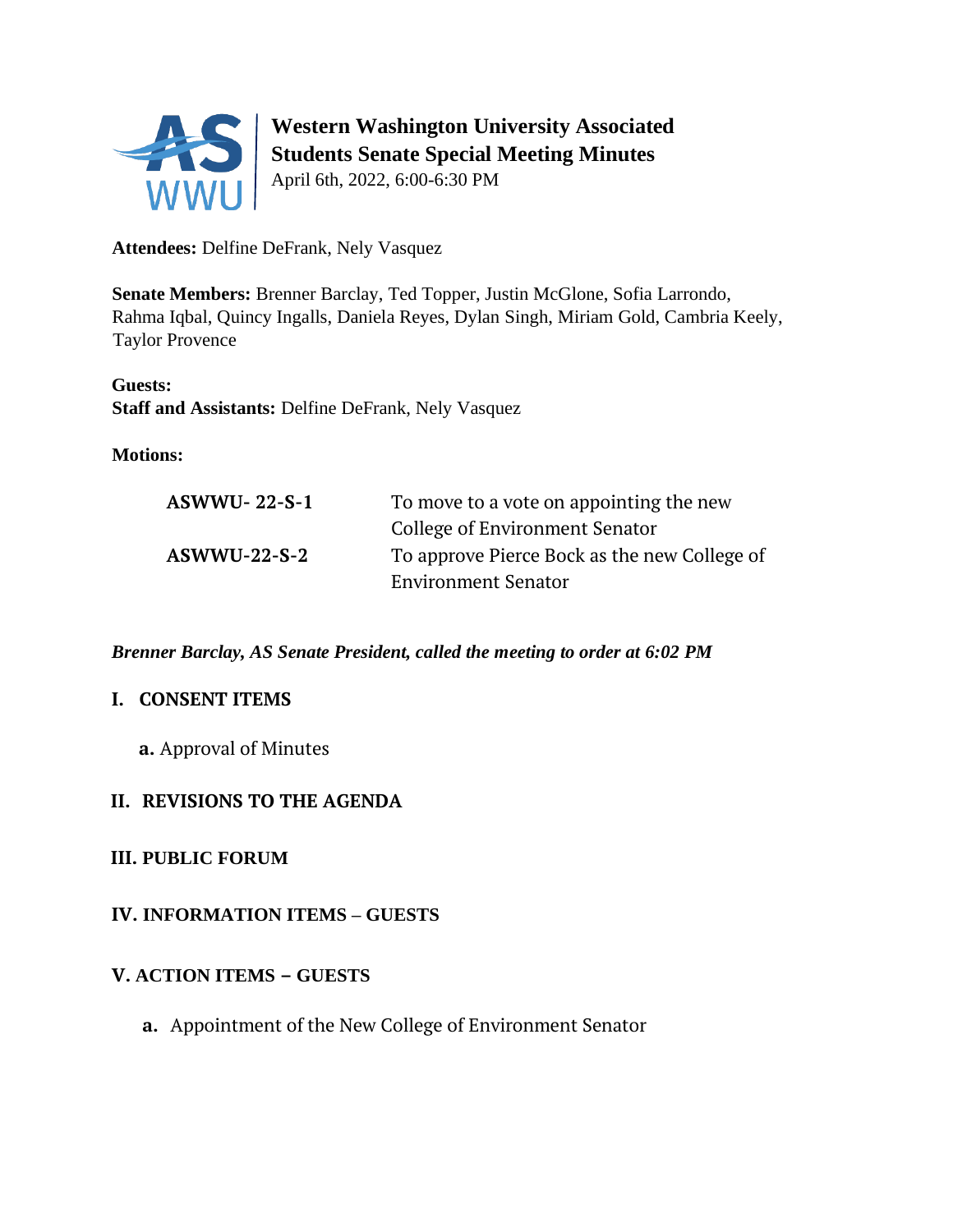# Western Washington University Associated Students Senate Special Meeting Minutes

April 6th, 2022, 6:00-6:30 PM

**Attendees:** Delfine DeFrank, Nely Vasquez

**Senate Members:** Brenner Barclay, Ted Topper, Justin McGlone, Sofia Larrondo, Rahma Iqbal, Quincy Ingalls, Daniela Reyes, Dylan Singh, Miriam Gold, Cambria Keely, Taylor Provence

**Guests:**

**Staff and Assistants:** Delfine DeFrank, Nely Vasquez

**Motions:**

| | |
|---|---|
| **ASWWU- 22-S-1** | To move to a vote on appointing the new College of Environment Senator |
| **ASWWU-22-S-2** | To approve Pierce Bock as the new College of Environment Senator |

***Brenner Barclay, AS Senate President, called the meeting to order at 6:02 PM***

## I. CONSENT ITEMS

**a.** Approval of Minutes

## II. REVISIONS TO THE AGENDA

## III. PUBLIC FORUM

## IV. INFORMATION ITEMS – GUESTS

## V. ACTION ITEMS – GUESTS

**a.** Appointment of the New College of Environment Senator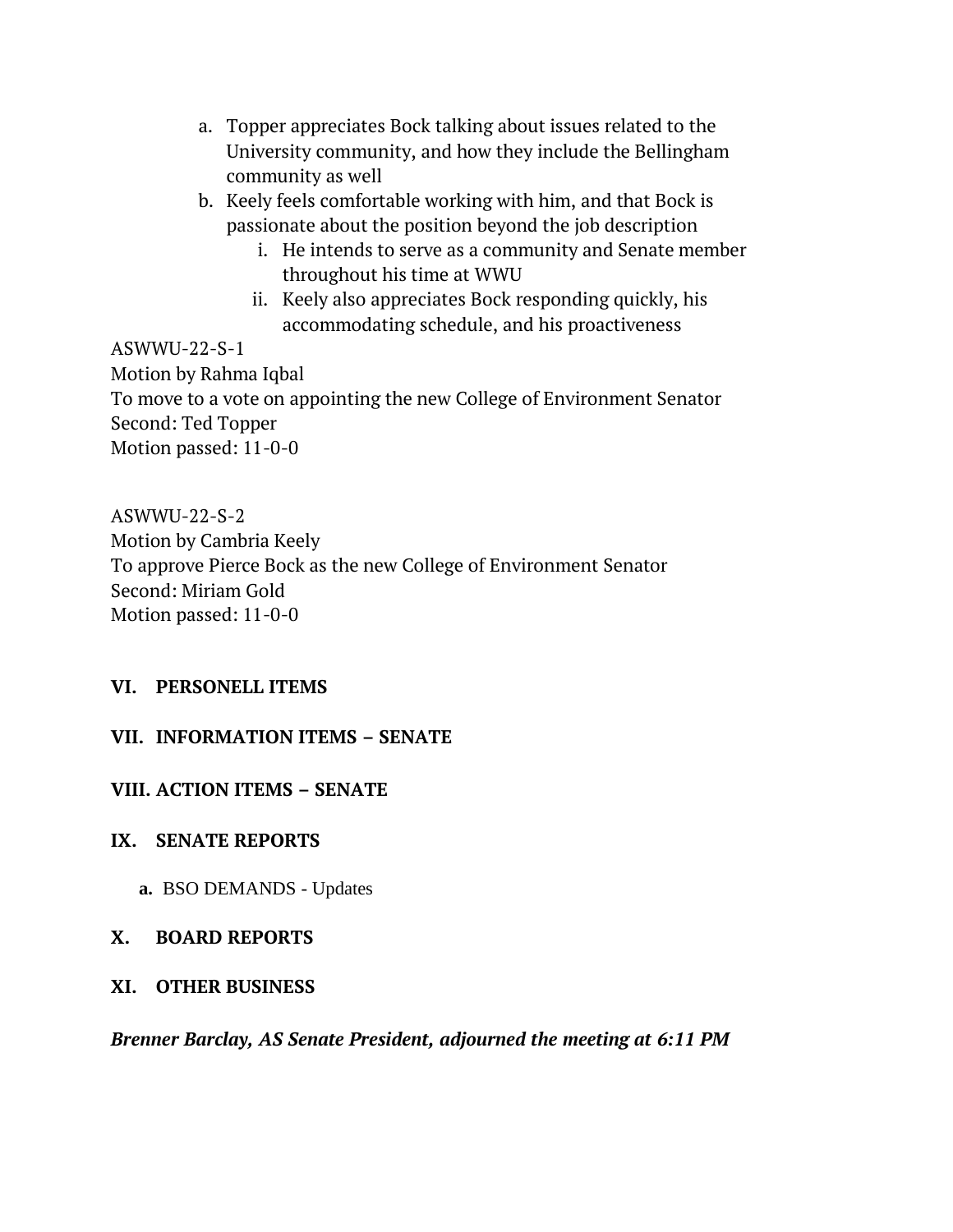a. Topper appreciates Bock talking about issues related to the University community, and how they include the Bellingham community as well
b. Keely feels comfortable working with him, and that Bock is passionate about the position beyond the job description
    i. He intends to serve as a community and Senate member throughout his time at WWU
    ii. Keely also appreciates Bock responding quickly, his accommodating schedule, and his proactiveness

ASWWU-22-S-1
Motion by Rahma Iqbal
To move to a vote on appointing the new College of Environment Senator
Second: Ted Topper
Motion passed: 11-0-0

ASWWU-22-S-2
Motion by Cambria Keely
To approve Pierce Bock as the new College of Environment Senator
Second: Miriam Gold
Motion passed: 11-0-0

**VI. PERSONELL ITEMS**

**VII. INFORMATION ITEMS – SENATE**

**VIII. ACTION ITEMS – SENATE**

**IX. SENATE REPORTS**

**a.** BSO DEMANDS - Updates

**X. BOARD REPORTS**

**XI. OTHER BUSINESS**

***Brenner Barclay, AS Senate President, adjourned the meeting at 6:11 PM***